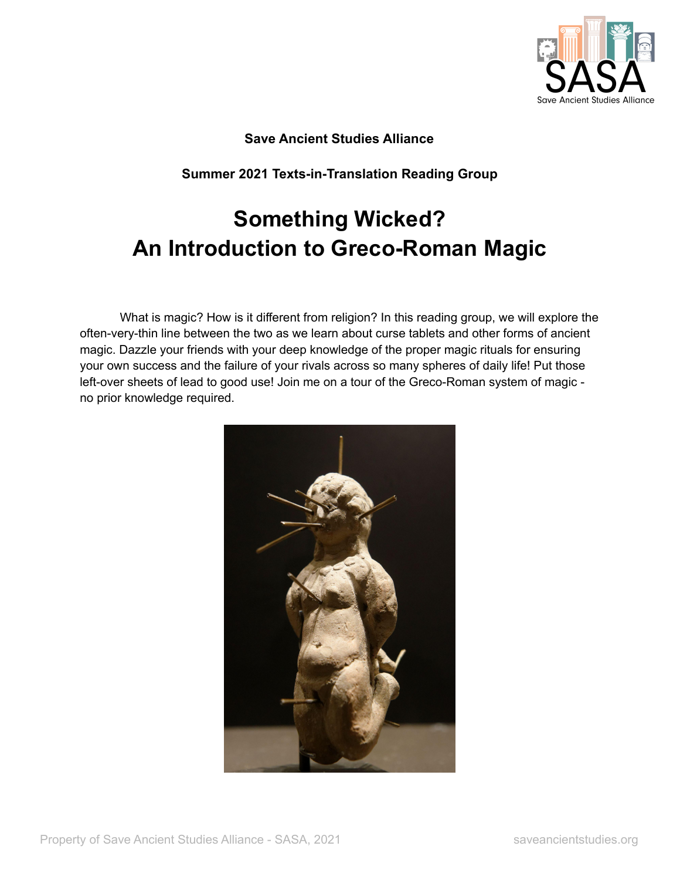**Save Ancient Studies Alliance**

**Summer 2021 Texts-in-Translation Reading Group**

# Something Wicked?
# An Introduction to Greco-Roman Magic

What is magic? How is it different from religion? In this reading group, we will explore the often-very-thin line between the two as we learn about curse tablets and other forms of ancient magic. Dazzle your friends with your deep knowledge of the proper magic rituals for ensuring your own success and the failure of your rivals across so many spheres of daily life! Put those left-over sheets of lead to good use! Join me on a tour of the Greco-Roman system of magic - no prior knowledge required.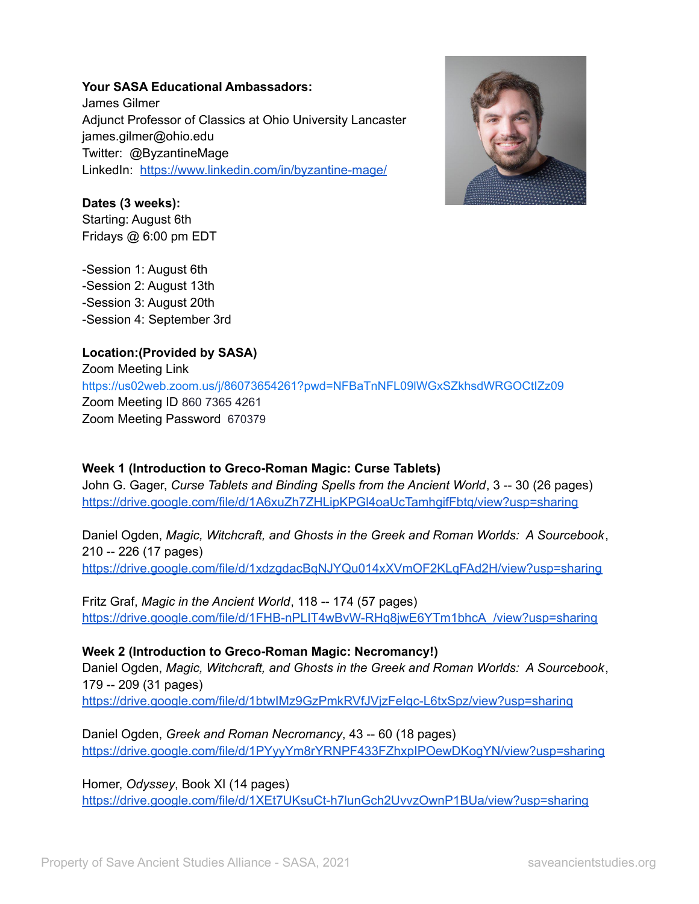**Your SASA Educational Ambassadors:**
James Gilmer
Adjunct Professor of Classics at Ohio University Lancaster
james.gilmer@ohio.edu
Twitter: @ByzantineMage
LinkedIn: https://www.linkedin.com/in/byzantine-mage/

**Dates (3 weeks):**
Starting: August 6th
Fridays @ 6:00 pm EDT

-Session 1: August 6th
-Session 2: August 13th
-Session 3: August 20th
-Session 4: September 3rd

**Location:(Provided by SASA)**
Zoom Meeting Link
https://us02web.zoom.us/j/86073654261?pwd=NFBaTnNFL09lWGxSZkhsdWRGOCtIZz09
Zoom Meeting ID 860 7365 4261
Zoom Meeting Password 670379

**Week 1 (Introduction to Greco-Roman Magic: Curse Tablets)**
John G. Gager, *Curse Tablets and Binding Spells from the Ancient World*, 3 -- 30 (26 pages)
https://drive.google.com/file/d/1A6xuZh7ZHLipKPGl4oaUcTamhgifFbtq/view?usp=sharing

Daniel Ogden, *Magic, Witchcraft, and Ghosts in the Greek and Roman Worlds: A Sourcebook*, 210 -- 226 (17 pages)
https://drive.google.com/file/d/1xdzgdacBqNJYQu014xXVmOF2KLqFAd2H/view?usp=sharing

Fritz Graf, *Magic in the Ancient World*, 118 -- 174 (57 pages)
https://drive.google.com/file/d/1FHB-nPLIT4wBvW-RHq8jwE6YTm1bhcA_/view?usp=sharing

**Week 2 (Introduction to Greco-Roman Magic: Necromancy!)**
Daniel Ogden, *Magic, Witchcraft, and Ghosts in the Greek and Roman Worlds: A Sourcebook*, 179 -- 209 (31 pages)
https://drive.google.com/file/d/1btwIMz9GzPmkRVfJVjzFelgc-L6txSpz/view?usp=sharing

Daniel Ogden, *Greek and Roman Necromancy*, 43 -- 60 (18 pages)
https://drive.google.com/file/d/1PYyyYm8rYRNPF433FZhxplPOewDKogYN/view?usp=sharing

Homer, *Odyssey*, Book XI (14 pages)
https://drive.google.com/file/d/1XEt7UKsuCt-h7lunGch2UvvzOwnP1BUa/view?usp=sharing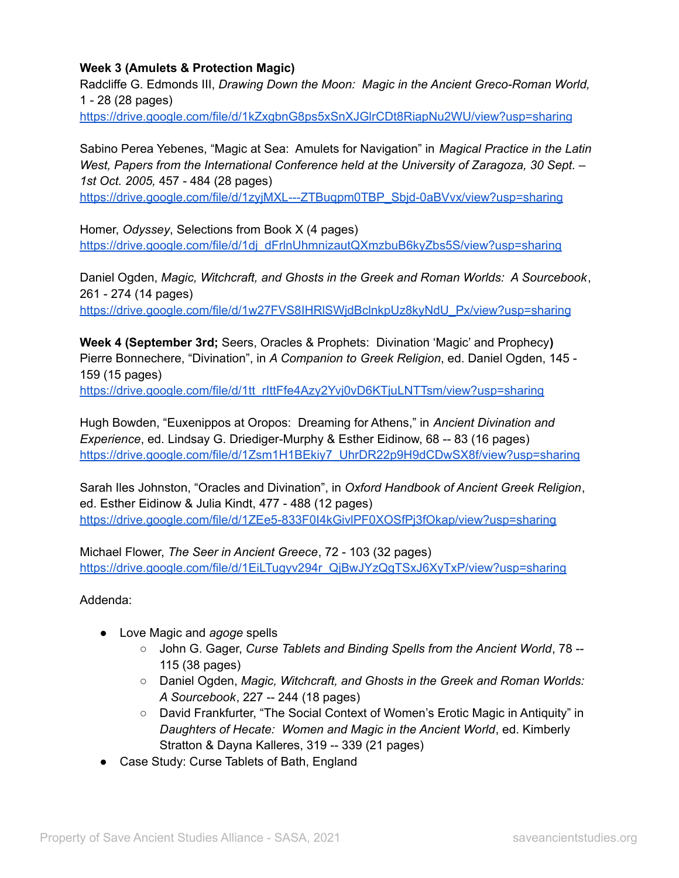**Week 3 (Amulets & Protection Magic)**
Radcliffe G. Edmonds III, *Drawing Down the Moon: Magic in the Ancient Greco-Roman World*, 1 - 28 (28 pages)
https://drive.google.com/file/d/1kZxgbnG8ps5xSnXJGlrCDt8RiapNu2WU/view?usp=sharing

Sabino Perea Yebenes, "Magic at Sea: Amulets for Navigation" in *Magical Practice in the Latin West, Papers from the International Conference held at the University of Zaragoza, 30 Sept. – 1st Oct. 2005,* 457 - 484 (28 pages)
https://drive.google.com/file/d/1zyjMXL---ZTBuqpm0TBP_Sbjd-0aBVvx/view?usp=sharing

Homer, *Odyssey*, Selections from Book X (4 pages)
https://drive.google.com/file/d/1dj_dFrlnUhmnizautQXmzbuB6kyZbs5S/view?usp=sharing

Daniel Ogden, *Magic, Witchcraft, and Ghosts in the Greek and Roman Worlds: A Sourcebook*, 261 - 274 (14 pages)
https://drive.google.com/file/d/1w27FVS8IHRlSWjdBclnkpUz8kyNdU_Px/view?usp=sharing

**Week 4 (September 3rd;** Seers, Oracles & Prophets: Divination 'Magic' and Prophecy**)**
Pierre Bonnechere, "Divination", in *A Companion to Greek Religion*, ed. Daniel Ogden, 145 - 159 (15 pages)
https://drive.google.com/file/d/1tt_rIttFfe4Azy2Yvj0vD6KTjuLNTTsm/view?usp=sharing

Hugh Bowden, "Euxenippos at Oropos: Dreaming for Athens," in *Ancient Divination and Experience*, ed. Lindsay G. Driediger-Murphy & Esther Eidinow, 68 -- 83 (16 pages)
https://drive.google.com/file/d/1Zsm1H1BEkiy7_UhrDR22p9H9dCDwSX8f/view?usp=sharing

Sarah Iles Johnston, "Oracles and Divination", in *Oxford Handbook of Ancient Greek Religion*, ed. Esther Eidinow & Julia Kindt, 477 - 488 (12 pages)
https://drive.google.com/file/d/1ZEe5-833F0I4kGivlPF0XOSfPj3fOkap/view?usp=sharing

Michael Flower, *The Seer in Ancient Greece*, 72 - 103 (32 pages)
https://drive.google.com/file/d/1EiLTugyv294r_QjBwJYzQgTSxJ6XyTxP/view?usp=sharing

Addenda:

- Love Magic and *agoge* spells
  - John G. Gager, *Curse Tablets and Binding Spells from the Ancient World*, 78 -- 115 (38 pages)
  - Daniel Ogden, *Magic, Witchcraft, and Ghosts in the Greek and Roman Worlds: A Sourcebook*, 227 -- 244 (18 pages)
  - David Frankfurter, "The Social Context of Women's Erotic Magic in Antiquity" in *Daughters of Hecate: Women and Magic in the Ancient World*, ed. Kimberly Stratton & Dayna Kalleres, 319 -- 339 (21 pages)
- Case Study: Curse Tablets of Bath, England